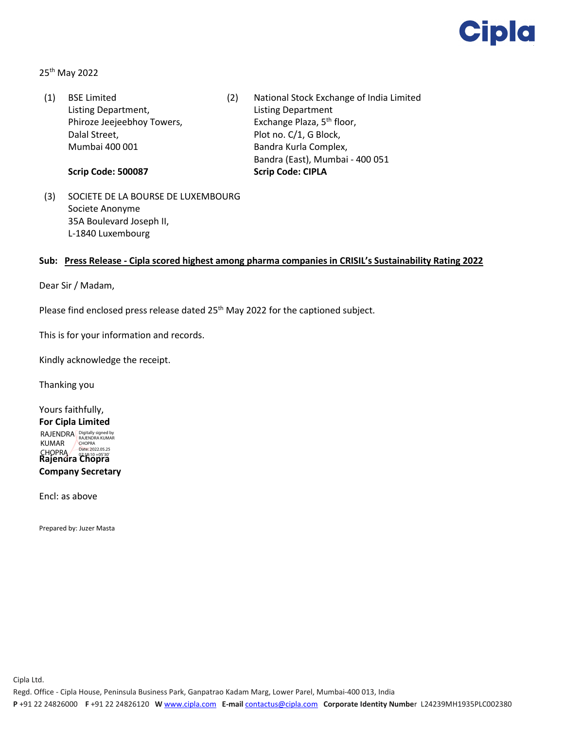25th May 2022

(1) BSE Limited
Listing Department,
Phiroze Jeejeebhoy Towers,
Dalal Street,
Mumbai 400 001

**Scrip Code: 500087**

(2) National Stock Exchange of India Limited
Listing Department
Exchange Plaza, 5th floor,
Plot no. C/1, G Block,
Bandra Kurla Complex,
Bandra (East), Mumbai - 400 051
**Scrip Code: CIPLA**

(3) SOCIETE DE LA BOURSE DE LUXEMBOURG
Societe Anonyme
35A Boulevard Joseph II,
L-1840 Luxembourg

**Sub: Press Release - Cipla scored highest among pharma companies in CRISIL's Sustainability Rating 2022**

Dear Sir / Madam,

Please find enclosed press release dated 25th May 2022 for the captioned subject.

This is for your information and records.

Kindly acknowledge the receipt.

Thanking you

Yours faithfully,
**For Cipla Limited**

RAJENDRA KUMAR CHOPRA — Digitally signed by RAJENDRA KUMAR CHOPRA Date: 2022.05.25 07:18:10 +05'30'

**Rajendra Chopra**
**Company Secretary**

Encl: as above

Prepared by: Juzer Masta

Cipla Ltd.
Regd. Office - Cipla House, Peninsula Business Park, Ganpatrao Kadam Marg, Lower Parel, Mumbai-400 013, India
**P** +91 22 24826000 **F** +91 22 24826120 **W** www.cipla.com **E-mail** contactus@cipla.com **Corporate Identity Number** L24239MH1935PLC002380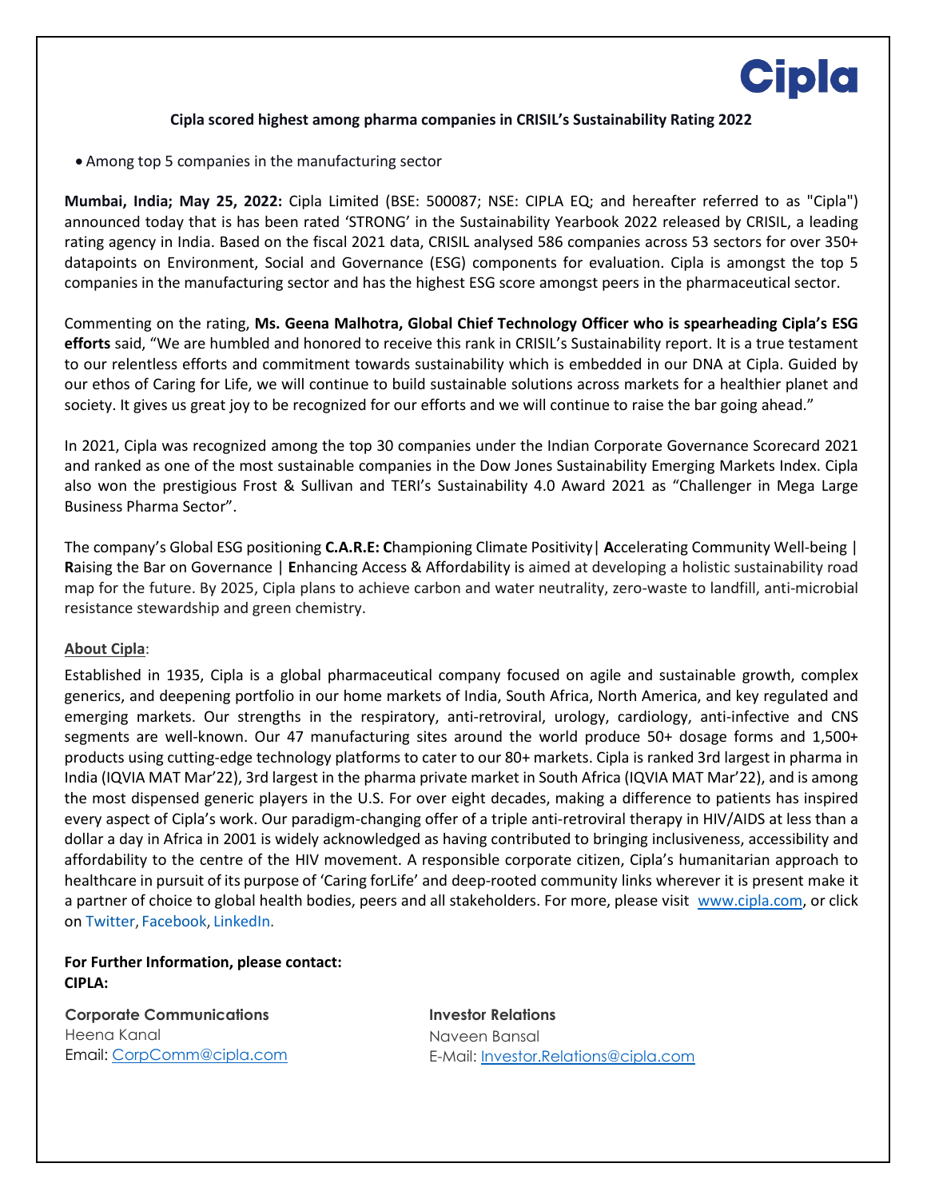Cipla

**Cipla scored highest among pharma companies in CRISIL's Sustainability Rating 2022**

- Among top 5 companies in the manufacturing sector

**Mumbai, India; May 25, 2022:** Cipla Limited (BSE: 500087; NSE: CIPLA EQ; and hereafter referred to as "Cipla") announced today that is has been rated 'STRONG' in the Sustainability Yearbook 2022 released by CRISIL, a leading rating agency in India. Based on the fiscal 2021 data, CRISIL analysed 586 companies across 53 sectors for over 350+ datapoints on Environment, Social and Governance (ESG) components for evaluation. Cipla is amongst the top 5 companies in the manufacturing sector and has the highest ESG score amongst peers in the pharmaceutical sector.

Commenting on the rating, **Ms. Geena Malhotra, Global Chief Technology Officer who is spearheading Cipla's ESG efforts** said, "We are humbled and honored to receive this rank in CRISIL's Sustainability report. It is a true testament to our relentless efforts and commitment towards sustainability which is embedded in our DNA at Cipla. Guided by our ethos of Caring for Life, we will continue to build sustainable solutions across markets for a healthier planet and society. It gives us great joy to be recognized for our efforts and we will continue to raise the bar going ahead."

In 2021, Cipla was recognized among the top 30 companies under the Indian Corporate Governance Scorecard 2021 and ranked as one of the most sustainable companies in the Dow Jones Sustainability Emerging Markets Index. Cipla also won the prestigious Frost & Sullivan and TERI's Sustainability 4.0 Award 2021 as "Challenger in Mega Large Business Pharma Sector".

The company's Global ESG positioning **C.A.R.E: C**hampioning Climate Positivity| **A**ccelerating Community Well-being | **R**aising the Bar on Governance | **E**nhancing Access & Affordability is aimed at developing a holistic sustainability road map for the future. By 2025, Cipla plans to achieve carbon and water neutrality, zero-waste to landfill, anti-microbial resistance stewardship and green chemistry.

**About Cipla**:

Established in 1935, Cipla is a global pharmaceutical company focused on agile and sustainable growth, complex generics, and deepening portfolio in our home markets of India, South Africa, North America, and key regulated and emerging markets. Our strengths in the respiratory, anti-retroviral, urology, cardiology, anti-infective and CNS segments are well-known. Our 47 manufacturing sites around the world produce 50+ dosage forms and 1,500+ products using cutting-edge technology platforms to cater to our 80+ markets. Cipla is ranked 3rd largest in pharma in India (IQVIA MAT Mar'22), 3rd largest in the pharma private market in South Africa (IQVIA MAT Mar'22), and is among the most dispensed generic players in the U.S. For over eight decades, making a difference to patients has inspired every aspect of Cipla's work. Our paradigm-changing offer of a triple anti-retroviral therapy in HIV/AIDS at less than a dollar a day in Africa in 2001 is widely acknowledged as having contributed to bringing inclusiveness, accessibility and affordability to the centre of the HIV movement. A responsible corporate citizen, Cipla's humanitarian approach to healthcare in pursuit of its purpose of 'Caring forLife' and deep-rooted community links wherever it is present make it a partner of choice to global health bodies, peers and all stakeholders. For more, please visit www.cipla.com, or click on Twitter, Facebook, LinkedIn.

**For Further Information, please contact:**
**CIPLA:**

**Corporate Communications**
Heena Kanal
Email: CorpComm@cipla.com

**Investor Relations**
Naveen Bansal
E-Mail: Investor.Relations@cipla.com